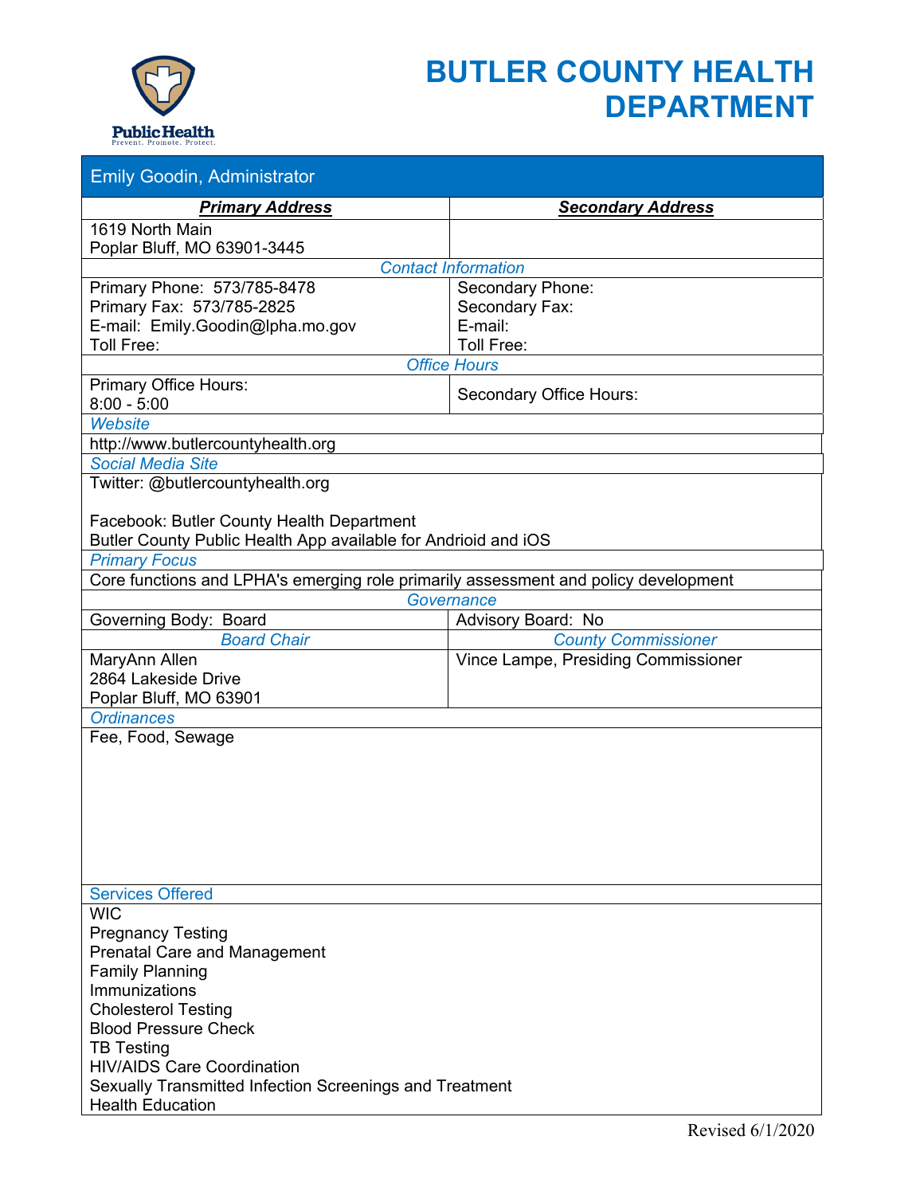# BUTLER COUNTY HEALTH DEPARTMENT

**Emily Goodin, Administrator**

| ***Primary Address*** | ***Secondary Address*** |
|---|---|
| 1619 North Main<br>Poplar Bluff, MO 63901-3445 | |

*Contact Information*

| | |
|---|---|
| Primary Phone: 573/785-8478<br>Primary Fax: 573/785-2825<br>E-mail: Emily.Goodin@lpha.mo.gov<br>Toll Free: | Secondary Phone:<br>Secondary Fax:<br>E-mail:<br>Toll Free: |

*Office Hours*

| | |
|---|---|
| Primary Office Hours:<br>8:00 - 5:00 | Secondary Office Hours: |

*Website*

http://www.butlercountyhealth.org

*Social Media Site*

Twitter: @butlercountyhealth.org

Facebook: Butler County Health Department
Butler County Public Health App available for Andriod and iOS

*Primary Focus*

Core functions and LPHA's emerging role primarily assessment and policy development

*Governance*

| | |
|---|---|
| Governing Body: Board | Advisory Board: No |
| *Board Chair* | *County Commissioner* |
| MaryAnn Allen<br>2864 Lakeside Drive<br>Poplar Bluff, MO 63901 | Vince Lampe, Presiding Commissioner |

*Ordinances*

Fee, Food, Sewage

Services Offered

- WIC
- Pregnancy Testing
- Prenatal Care and Management
- Family Planning
- Immunizations
- Cholesterol Testing
- Blood Pressure Check
- TB Testing
- HIV/AIDS Care Coordination
- Sexually Transmitted Infection Screenings and Treatment
- Health Education

Revised 6/1/2020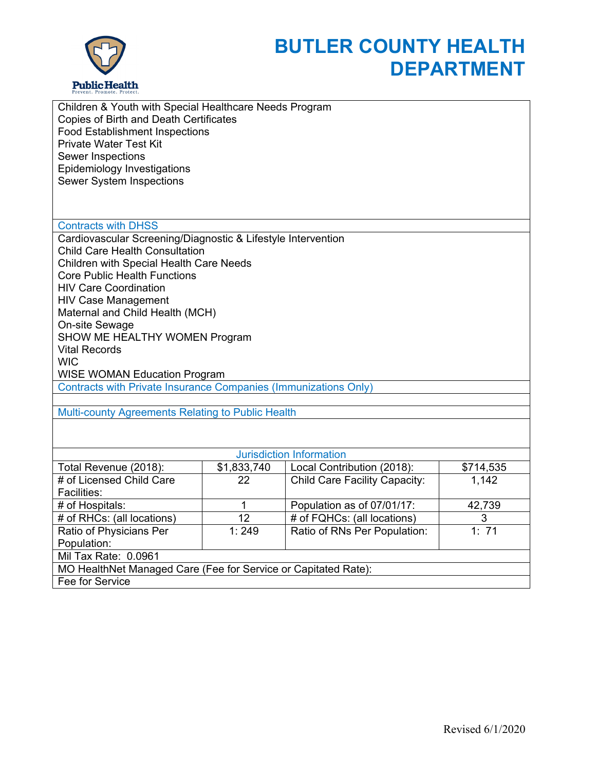# BUTLER COUNTY HEALTH DEPARTMENT

Children & Youth with Special Healthcare Needs Program
Copies of Birth and Death Certificates
Food Establishment Inspections
Private Water Test Kit
Sewer Inspections
Epidemiology Investigations
Sewer System Inspections

## Contracts with DHSS

Cardiovascular Screening/Diagnostic & Lifestyle Intervention
Child Care Health Consultation
Children with Special Health Care Needs
Core Public Health Functions
HIV Care Coordination
HIV Case Management
Maternal and Child Health (MCH)
On-site Sewage
SHOW ME HEALTHY WOMEN Program
Vital Records
WIC
WISE WOMAN Education Program

## Contracts with Private Insurance Companies (Immunizations Only)

## Multi-county Agreements Relating to Public Health

## Jurisdiction Information

| | | | |
|---|---|---|---|
| Total Revenue (2018): | $1,833,740 | Local Contribution (2018): | $714,535 |
| # of Licensed Child Care Facilities: | 22 | Child Care Facility Capacity: | 1,142 |
| # of Hospitals: | 1 | Population as of 07/01/17: | 42,739 |
| # of RHCs: (all locations) | 12 | # of FQHCs: (all locations) | 3 |
| Ratio of Physicians Per Population: | 1: 249 | Ratio of RNs Per Population: | 1: 71 |
| Mil Tax Rate: 0.0961 | | | |
| MO HealthNet Managed Care (Fee for Service or Capitated Rate): | | | |
| Fee for Service | | | |

Revised 6/1/2020